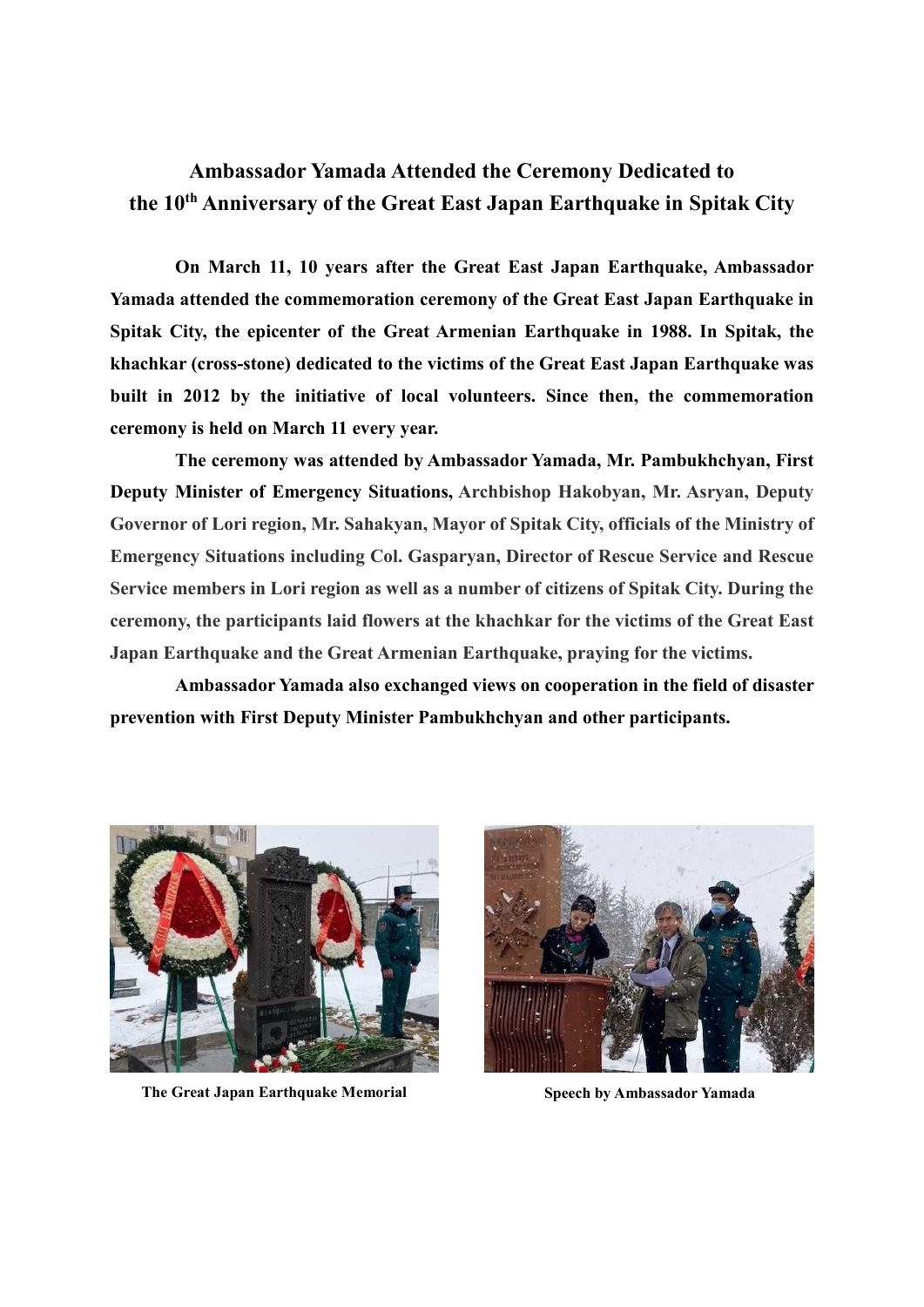# Ambassador Yamada Attended the Ceremony Dedicated to the 10th Anniversary of the Great East Japan Earthquake in Spitak City

**On March 11, 10 years after the Great East Japan Earthquake, Ambassador Yamada attended the commemoration ceremony of the Great East Japan Earthquake in Spitak City, the epicenter of the Great Armenian Earthquake in 1988. In Spitak, the khachkar (cross-stone) dedicated to the victims of the Great East Japan Earthquake was built in 2012 by the initiative of local volunteers. Since then, the commemoration ceremony is held on March 11 every year.**

**The ceremony was attended by Ambassador Yamada, Mr. Pambukhchyan, First Deputy Minister of Emergency Situations, Archbishop Hakobyan, Mr. Asryan, Deputy Governor of Lori region, Mr. Sahakyan, Mayor of Spitak City, officials of the Ministry of Emergency Situations including Col. Gasparyan, Director of Rescue Service and Rescue Service members in Lori region as well as a number of citizens of Spitak City. During the ceremony, the participants laid flowers at the khachkar for the victims of the Great East Japan Earthquake and the Great Armenian Earthquake, praying for the victims.**

**Ambassador Yamada also exchanged views on cooperation in the field of disaster prevention with First Deputy Minister Pambukhchyan and other participants.**

**The Great Japan Earthquake Memorial**

**Speech by Ambassador Yamada**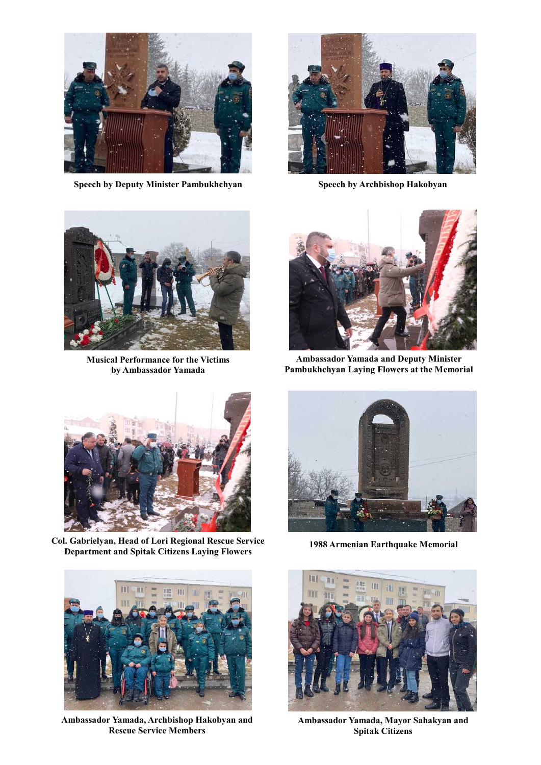Speech by Deputy Minister Pambukhchyan

Speech by Archbishop Hakobyan

Musical Performance for the Victims by Ambassador Yamada

Ambassador Yamada and Deputy Minister Pambukhchyan Laying Flowers at the Memorial

Col. Gabrielyan, Head of Lori Regional Rescue Service Department and Spitak Citizens Laying Flowers

1988 Armenian Earthquake Memorial

Ambassador Yamada, Archbishop Hakobyan and Rescue Service Members

Ambassador Yamada, Mayor Sahakyan and Spitak Citizens